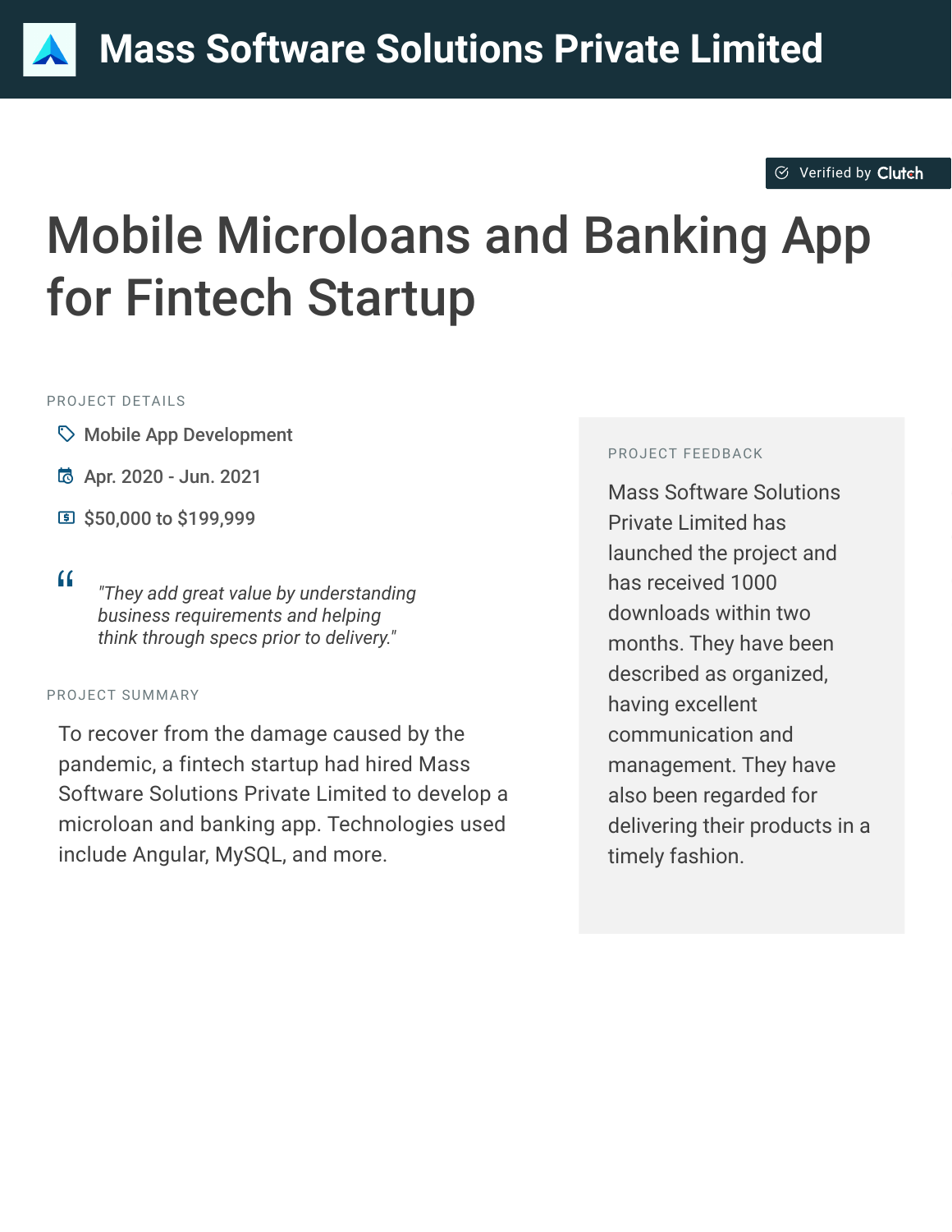# Mass Software Solutions Private Limited

Verified by Clutch

## Mobile Microloans and Banking App for Fintech Startup

PROJECT DETAILS

- Mobile App Development
- Apr. 2020 - Jun. 2021
- $50,000 to $199,999

> *"They add great value by understanding business requirements and helping think through specs prior to delivery."*

PROJECT SUMMARY

To recover from the damage caused by the pandemic, a fintech startup had hired Mass Software Solutions Private Limited to develop a microloan and banking app. Technologies used include Angular, MySQL, and more.

PROJECT FEEDBACK

Mass Software Solutions Private Limited has launched the project and has received 1000 downloads within two months. They have been described as organized, having excellent communication and management. They have also been regarded for delivering their products in a timely fashion.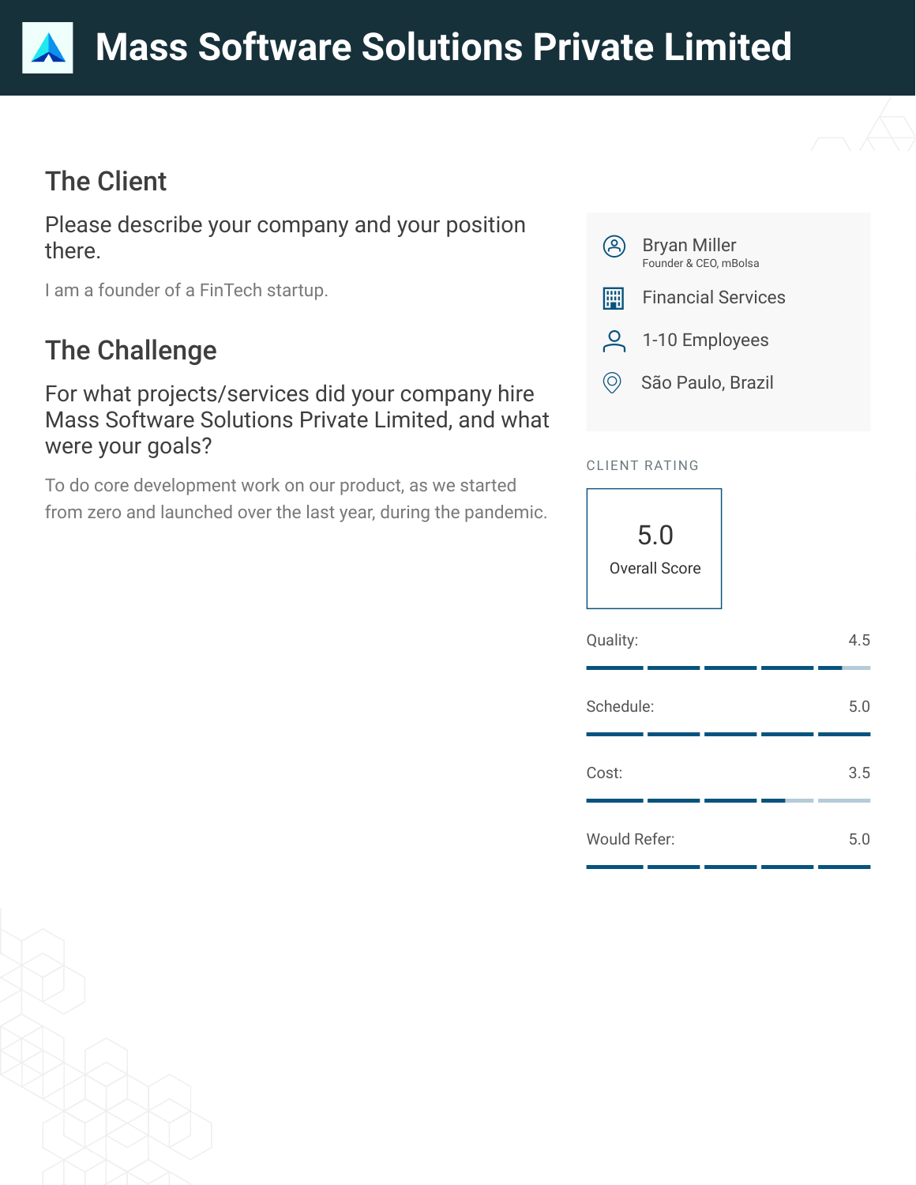# Mass Software Solutions Private Limited

## The Client

### Please describe your company and your position there.

I am a founder of a FinTech startup.

## The Challenge

### For what projects/services did your company hire Mass Software Solutions Private Limited, and what were your goals?

To do core development work on our product, as we started from zero and launched over the last year, during the pandemic.

---

**Bryan Miller**
Founder & CEO, mBolsa

Financial Services

1-10 Employees

São Paulo, Brazil

**CLIENT RATING**

**5.0**
Overall Score

| Category | Score |
|---|---|
| Quality: | 4.5 |
| Schedule: | 5.0 |
| Cost: | 3.5 |
| Would Refer: | 5.0 |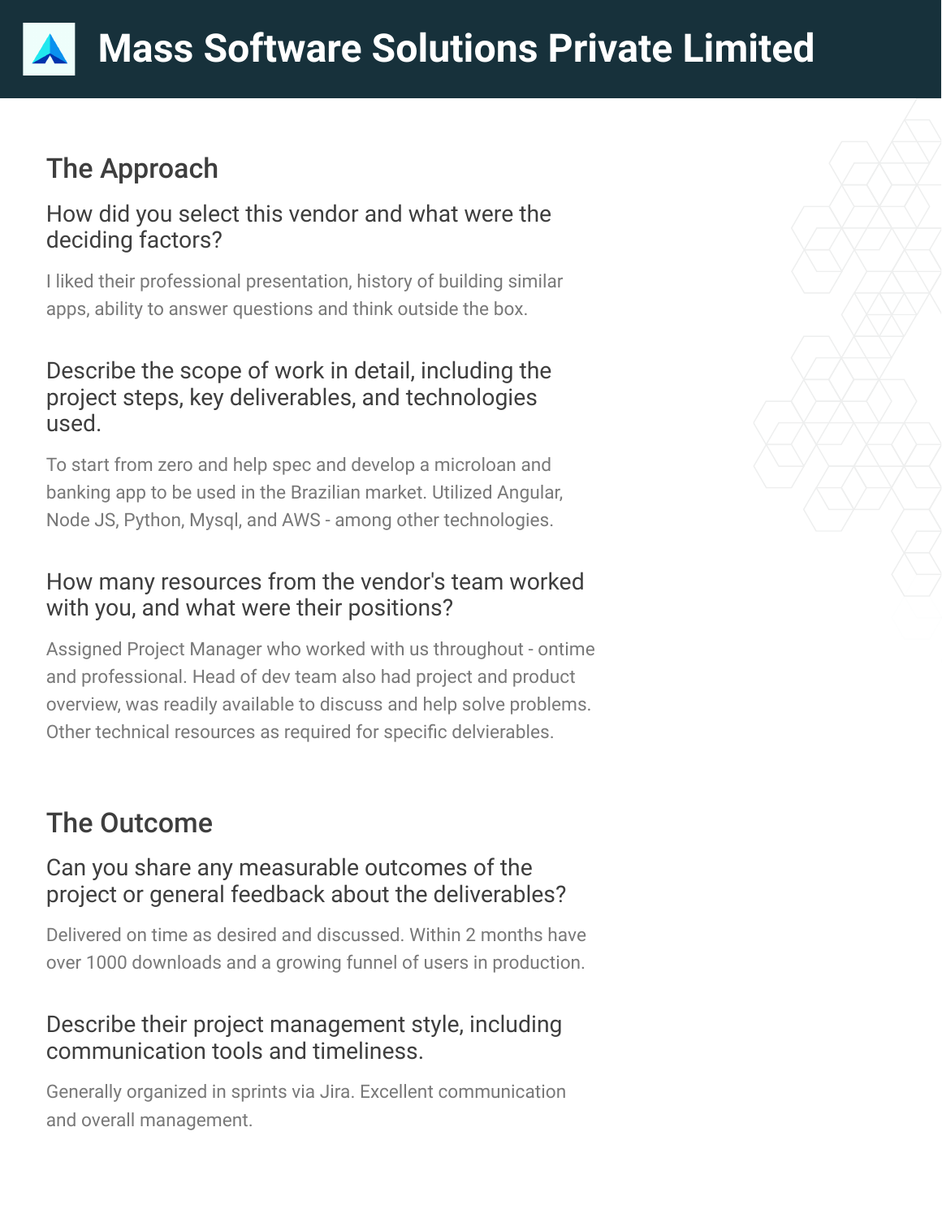# Mass Software Solutions Private Limited

## The Approach

### How did you select this vendor and what were the deciding factors?

I liked their professional presentation, history of building similar apps, ability to answer questions and think outside the box.

### Describe the scope of work in detail, including the project steps, key deliverables, and technologies used.

To start from zero and help spec and develop a microloan and banking app to be used in the Brazilian market. Utilized Angular, Node JS, Python, Mysql, and AWS - among other technologies.

### How many resources from the vendor's team worked with you, and what were their positions?

Assigned Project Manager who worked with us throughout - ontime and professional. Head of dev team also had project and product overview, was readily available to discuss and help solve problems. Other technical resources as required for specific delvierables.

## The Outcome

### Can you share any measurable outcomes of the project or general feedback about the deliverables?

Delivered on time as desired and discussed. Within 2 months have over 1000 downloads and a growing funnel of users in production.

### Describe their project management style, including communication tools and timeliness.

Generally organized in sprints via Jira. Excellent communication and overall management.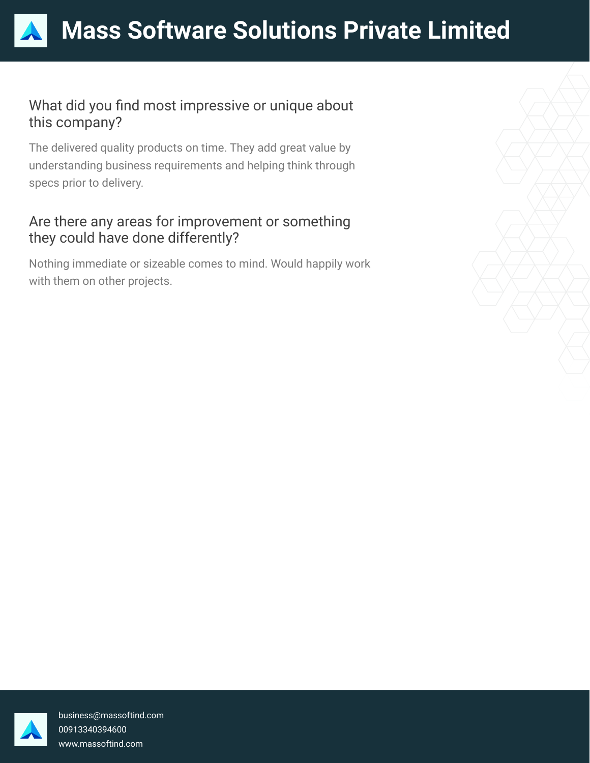# Mass Software Solutions Private Limited

### What did you find most impressive or unique about this company?

The delivered quality products on time. They add great value by understanding business requirements and helping think through specs prior to delivery.

### Are there any areas for improvement or something they could have done differently?

Nothing immediate or sizeable comes to mind. Would happily work with them on other projects.

business@massoftind.com
00913340394600
www.massoftind.com